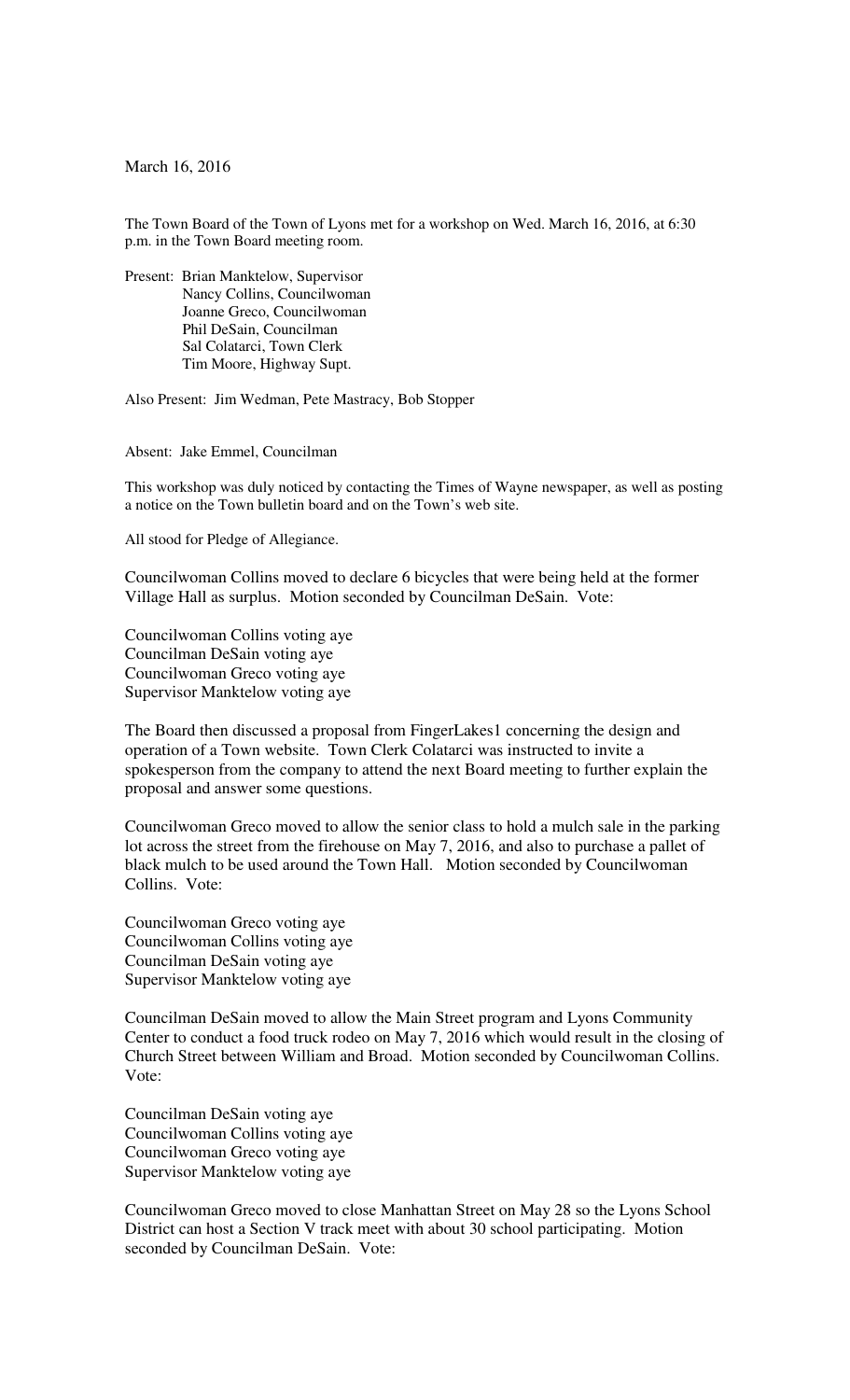March 16, 2016

The Town Board of the Town of Lyons met for a workshop on Wed. March 16, 2016, at 6:30 p.m. in the Town Board meeting room.

Present: Brian Manktelow, Supervisor
Nancy Collins, Councilwoman
Joanne Greco, Councilwoman
Phil DeSain, Councilman
Sal Colatarci, Town Clerk
Tim Moore, Highway Supt.

Also Present: Jim Wedman, Pete Mastracy, Bob Stopper

Absent: Jake Emmel, Councilman

This workshop was duly noticed by contacting the Times of Wayne newspaper, as well as posting a notice on the Town bulletin board and on the Town's web site.

All stood for Pledge of Allegiance.

Councilwoman Collins moved to declare 6 bicycles that were being held at the former Village Hall as surplus. Motion seconded by Councilman DeSain. Vote:

Councilwoman Collins voting aye
Councilman DeSain voting aye
Councilwoman Greco voting aye
Supervisor Manktelow voting aye

The Board then discussed a proposal from FingerLakes1 concerning the design and operation of a Town website. Town Clerk Colatarci was instructed to invite a spokesperson from the company to attend the next Board meeting to further explain the proposal and answer some questions.

Councilwoman Greco moved to allow the senior class to hold a mulch sale in the parking lot across the street from the firehouse on May 7, 2016, and also to purchase a pallet of black mulch to be used around the Town Hall. Motion seconded by Councilwoman Collins. Vote:

Councilwoman Greco voting aye
Councilwoman Collins voting aye
Councilman DeSain voting aye
Supervisor Manktelow voting aye

Councilman DeSain moved to allow the Main Street program and Lyons Community Center to conduct a food truck rodeo on May 7, 2016 which would result in the closing of Church Street between William and Broad. Motion seconded by Councilwoman Collins. Vote:

Councilman DeSain voting aye
Councilwoman Collins voting aye
Councilwoman Greco voting aye
Supervisor Manktelow voting aye

Councilwoman Greco moved to close Manhattan Street on May 28 so the Lyons School District can host a Section V track meet with about 30 school participating. Motion seconded by Councilman DeSain. Vote: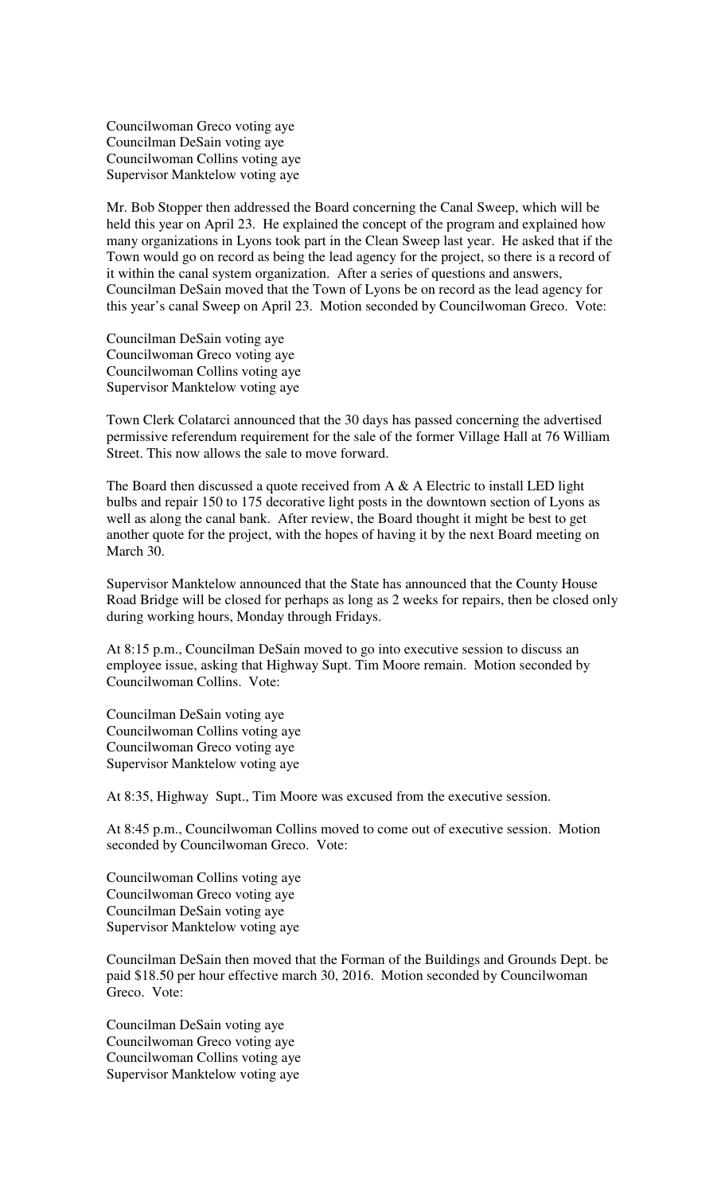Councilwoman Greco voting aye
Councilman DeSain voting aye
Councilwoman Collins voting aye
Supervisor Manktelow voting aye

Mr. Bob Stopper then addressed the Board concerning the Canal Sweep, which will be held this year on April 23. He explained the concept of the program and explained how many organizations in Lyons took part in the Clean Sweep last year. He asked that if the Town would go on record as being the lead agency for the project, so there is a record of it within the canal system organization. After a series of questions and answers, Councilman DeSain moved that the Town of Lyons be on record as the lead agency for this year's canal Sweep on April 23. Motion seconded by Councilwoman Greco. Vote:

Councilman DeSain voting aye
Councilwoman Greco voting aye
Councilwoman Collins voting aye
Supervisor Manktelow voting aye

Town Clerk Colatarci announced that the 30 days has passed concerning the advertised permissive referendum requirement for the sale of the former Village Hall at 76 William Street. This now allows the sale to move forward.

The Board then discussed a quote received from A & A Electric to install LED light bulbs and repair 150 to 175 decorative light posts in the downtown section of Lyons as well as along the canal bank. After review, the Board thought it might be best to get another quote for the project, with the hopes of having it by the next Board meeting on March 30.

Supervisor Manktelow announced that the State has announced that the County House Road Bridge will be closed for perhaps as long as 2 weeks for repairs, then be closed only during working hours, Monday through Fridays.

At 8:15 p.m., Councilman DeSain moved to go into executive session to discuss an employee issue, asking that Highway Supt. Tim Moore remain. Motion seconded by Councilwoman Collins. Vote:

Councilman DeSain voting aye
Councilwoman Collins voting aye
Councilwoman Greco voting aye
Supervisor Manktelow voting aye

At 8:35, Highway Supt., Tim Moore was excused from the executive session.

At 8:45 p.m., Councilwoman Collins moved to come out of executive session. Motion seconded by Councilwoman Greco. Vote:

Councilwoman Collins voting aye
Councilwoman Greco voting aye
Councilman DeSain voting aye
Supervisor Manktelow voting aye

Councilman DeSain then moved that the Forman of the Buildings and Grounds Dept. be paid $18.50 per hour effective march 30, 2016. Motion seconded by Councilwoman Greco. Vote:

Councilman DeSain voting aye
Councilwoman Greco voting aye
Councilwoman Collins voting aye
Supervisor Manktelow voting aye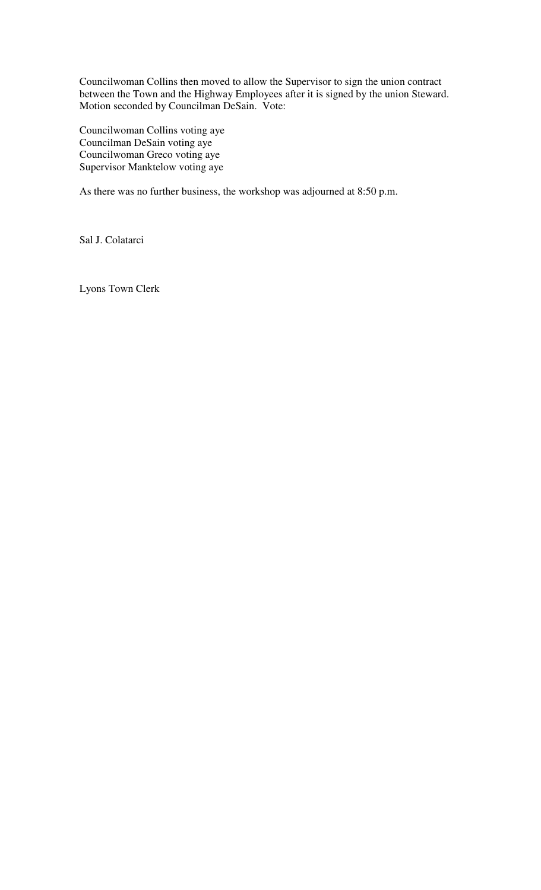Councilwoman Collins then moved to allow the Supervisor to sign the union contract between the Town and the Highway Employees after it is signed by the union Steward. Motion seconded by Councilman DeSain. Vote:

Councilwoman Collins voting aye  
Councilman DeSain voting aye  
Councilwoman Greco voting aye  
Supervisor Manktelow voting aye

As there was no further business, the workshop was adjourned at 8:50 p.m.

Sal J. Colatarci

Lyons Town Clerk